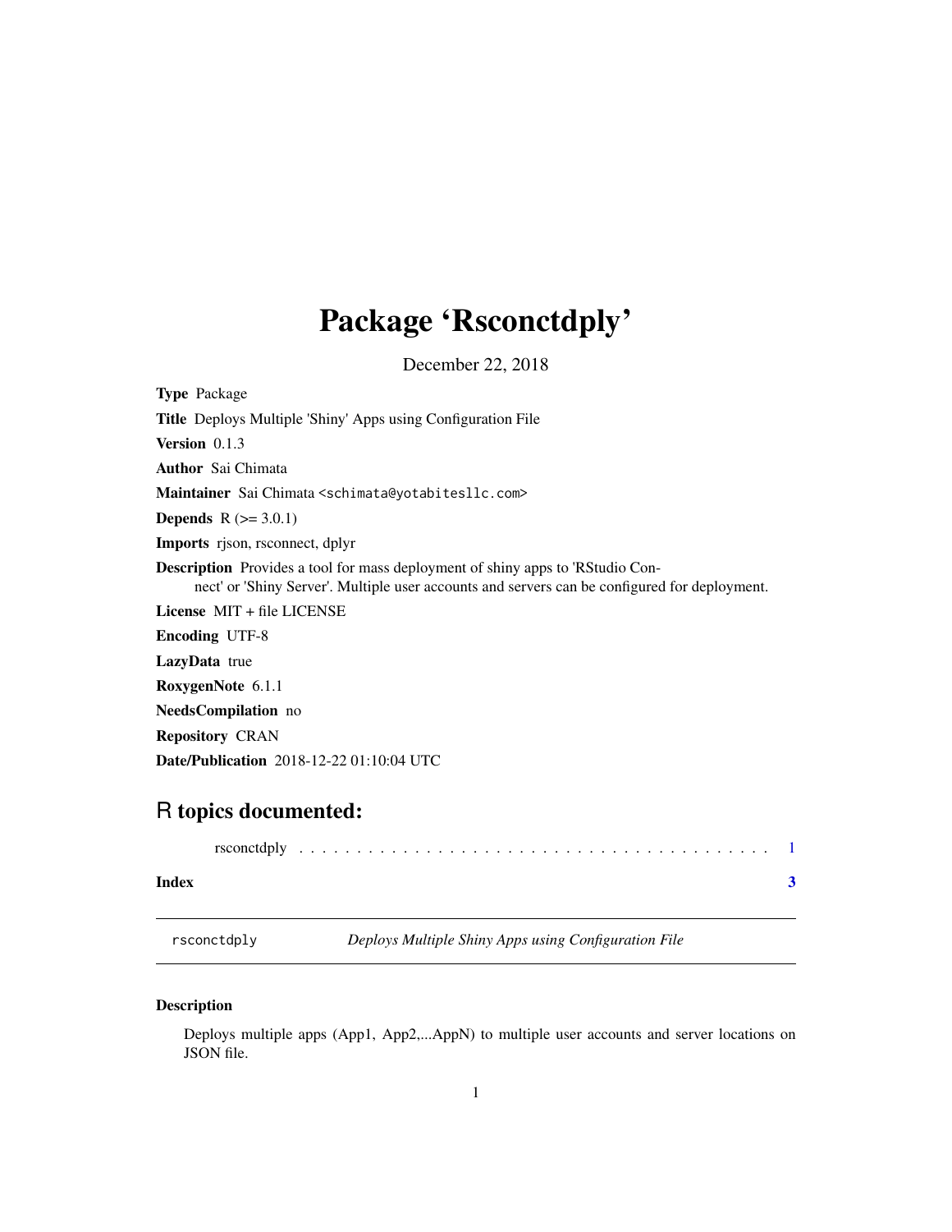# Package 'Rsconctdply'

December 22, 2018

**Type** Package

**Title** Deploys Multiple 'Shiny' Apps using Configuration File

**Version** 0.1.3

**Author** Sai Chimata

**Maintainer** Sai Chimata <schimata@yotabitesllc.com>

**Depends** R (>= 3.0.1)

**Imports** rjson, rsconnect, dplyr

**Description** Provides a tool for mass deployment of shiny apps to 'RStudio Connect' or 'Shiny Server'. Multiple user accounts and servers can be configured for deployment.

**License** MIT + file LICENSE

**Encoding** UTF-8

**LazyData** true

**RoxygenNote** 6.1.1

**NeedsCompilation** no

**Repository** CRAN

**Date/Publication** 2018-12-22 01:10:04 UTC

## R topics documented:

rsconctdply . . . . . . . . . . . . . . . . . . . . . . . . . . . . . . . . . . . . . . . . . 1

**Index** **3**

---

`rsconctdply` *Deploys Multiple Shiny Apps using Configuration File*

---

### Description

Deploys multiple apps (App1, App2,...AppN) to multiple user accounts and server locations on JSON file.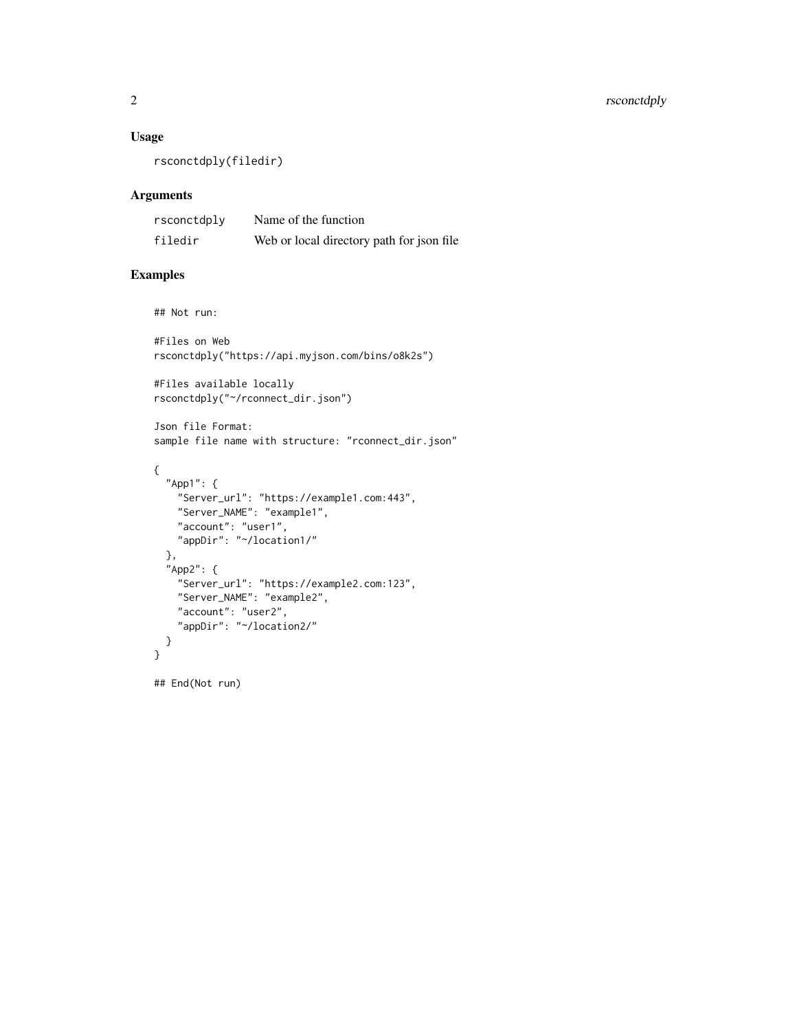### Usage

```
rsconctdply(filedir)
```

### Arguments

| | |
|---|---|
| `rsconctdply` | Name of the function |
| `filedir` | Web or local directory path for json file |

### Examples

```
## Not run:

#Files on Web
rsconctdply("https://api.myjson.com/bins/o8k2s")

#Files available locally
rsconctdply("~/rconnect_dir.json")

Json file Format:
sample file name with structure: "rconnect_dir.json"

{
  "App1": {
    "Server_url": "https://example1.com:443",
    "Server_NAME": "example1",
    "account": "user1",
    "appDir": "~/location1/"
  },
  "App2": {
    "Server_url": "https://example2.com:123",
    "Server_NAME": "example2",
    "account": "user2",
    "appDir": "~/location2/"
  }
}

## End(Not run)
```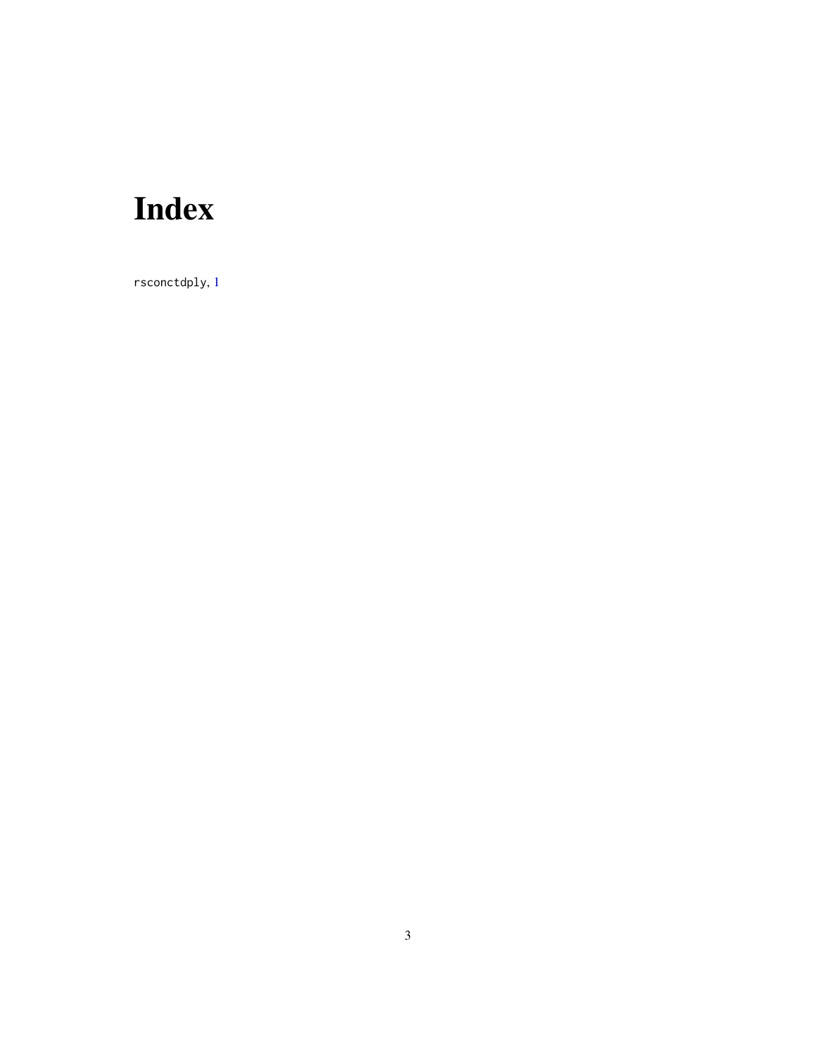# Index

rsconctdply, 1